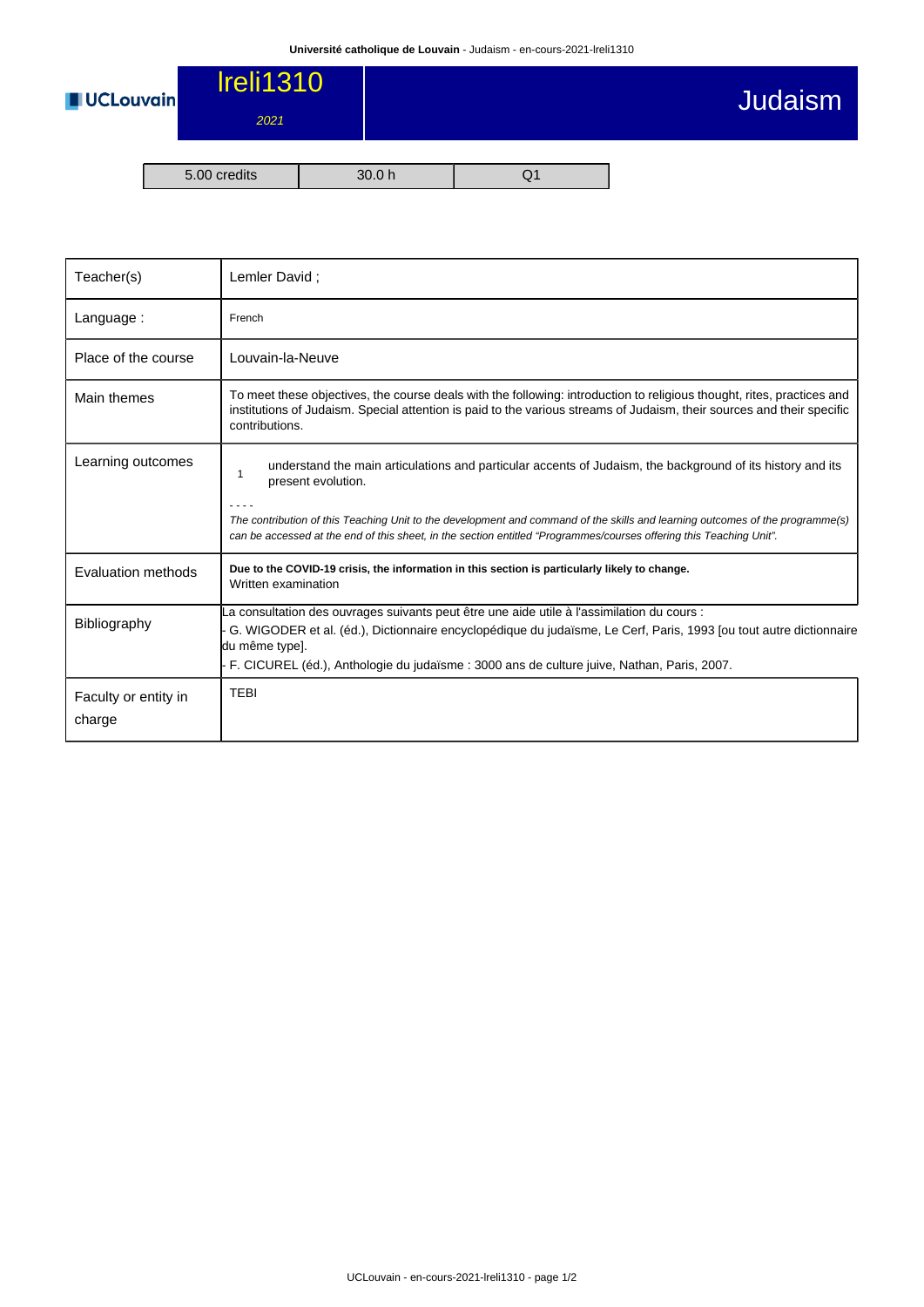# lreli1310 — Judaism

*2021*

| 5.00 credits | 30.0 h | Q1 |
|---|---|---|

| | |
|---|---|
| Teacher(s) | Lemler David ; |
| Language : | French |
| Place of the course | Louvain-la-Neuve |
| Main themes | To meet these objectives, the course deals with the following: introduction to religious thought, rites, practices and institutions of Judaism. Special attention is paid to the various streams of Judaism, their sources and their specific contributions. |
| Learning outcomes | 1 understand the main articulations and particular accents of Judaism, the background of its history and its present evolution.<br>- - - -<br>*The contribution of this Teaching Unit to the development and command of the skills and learning outcomes of the programme(s) can be accessed at the end of this sheet, in the section entitled "Programmes/courses offering this Teaching Unit".* |
| Evaluation methods | **Due to the COVID-19 crisis, the information in this section is particularly likely to change.**<br>Written examination |
| Bibliography | La consultation des ouvrages suivants peut être une aide utile à l'assimilation du cours :<br>- G. WIGODER et al. (éd.), Dictionnaire encyclopédique du judaïsme, Le Cerf, Paris, 1993 [ou tout autre dictionnaire du même type].<br>- F. CICUREL (éd.), Anthologie du judaïsme : 3000 ans de culture juive, Nathan, Paris, 2007. |
| Faculty or entity in charge | TEBI |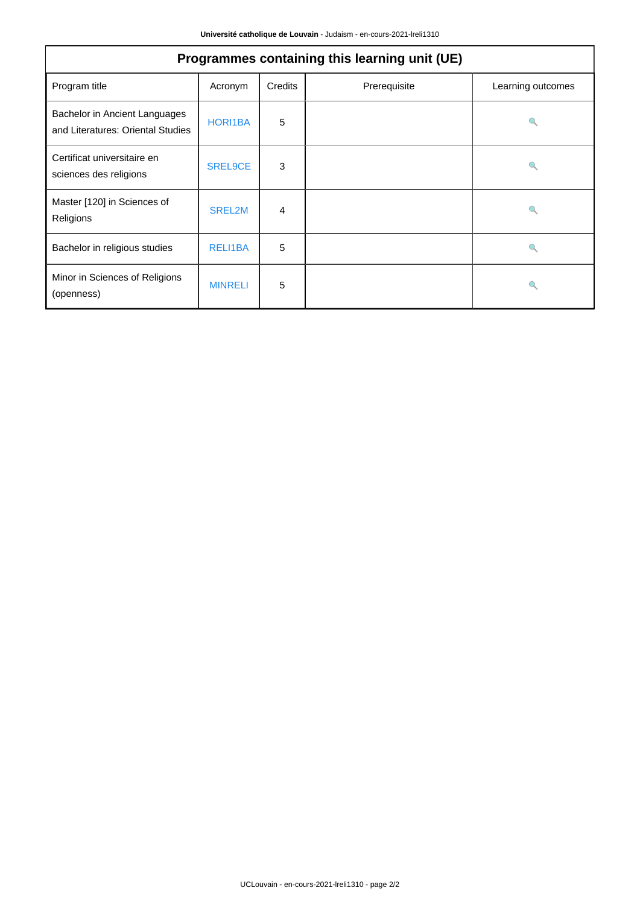## Programmes containing this learning unit (UE)

| Program title | Acronym | Credits | Prerequisite | Learning outcomes |
|---|---|---|---|---|
| Bachelor in Ancient Languages and Literatures: Oriental Studies | HORI1BA | 5 | | 🔍 |
| Certificat universitaire en sciences des religions | SREL9CE | 3 | | 🔍 |
| Master [120] in Sciences of Religions | SREL2M | 4 | | 🔍 |
| Bachelor in religious studies | RELI1BA | 5 | | 🔍 |
| Minor in Sciences of Religions (openness) | MINRELI | 5 | | 🔍 |